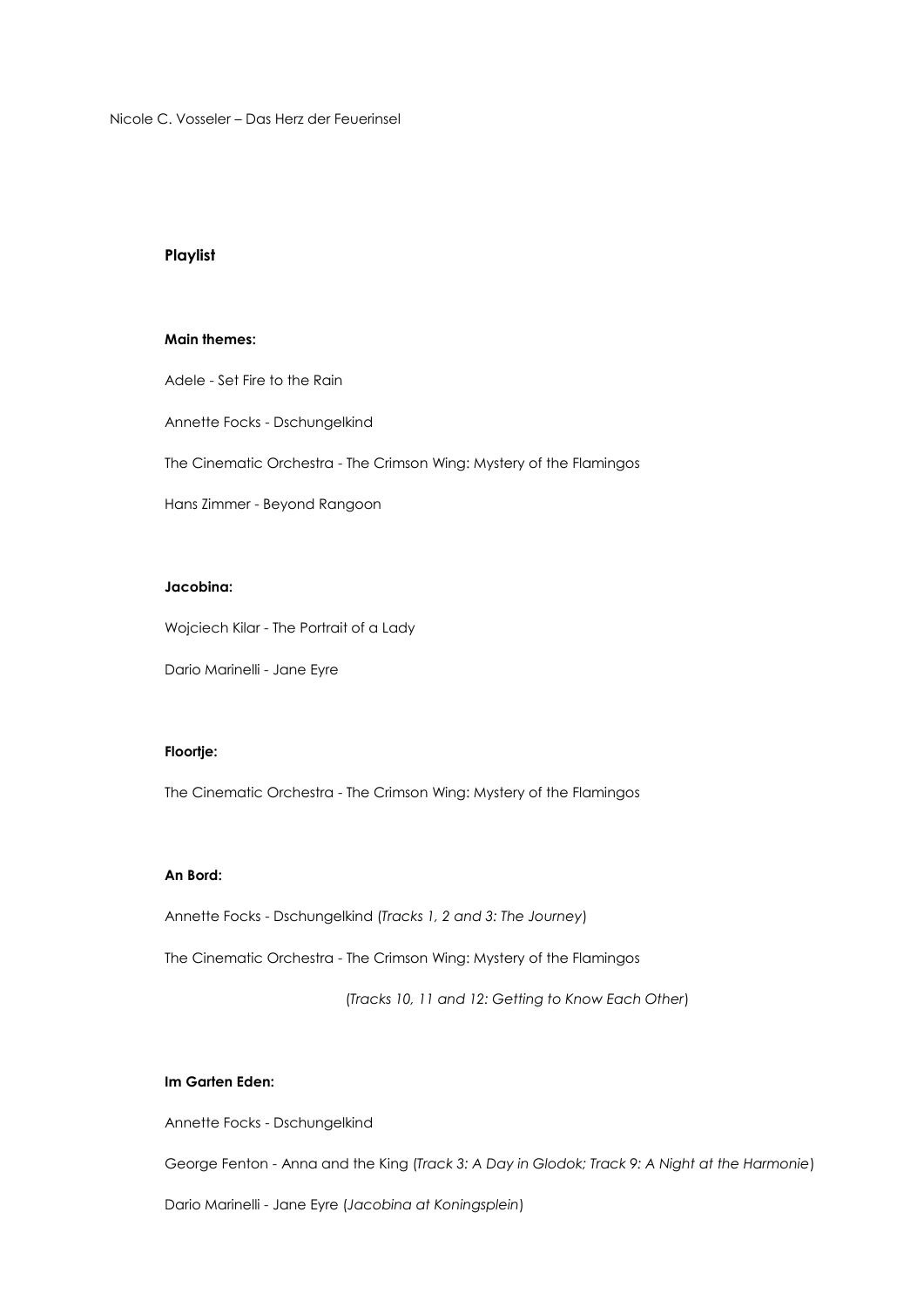Nicole C. Vosseler – Das Herz der Feuerinsel

## Playlist

### Main themes:

Adele - Set Fire to the Rain

Annette Focks - Dschungelkind

The Cinematic Orchestra - The Crimson Wing: Mystery of the Flamingos

Hans Zimmer - Beyond Rangoon

### Jacobina:

Wojciech Kilar - The Portrait of a Lady

Dario Marinelli - Jane Eyre

### Floortje:

The Cinematic Orchestra - The Crimson Wing: Mystery of the Flamingos

### An Bord:

Annette Focks - Dschungelkind (*Tracks 1, 2 and 3: The Journey*)

The Cinematic Orchestra - The Crimson Wing: Mystery of the Flamingos

(*Tracks 10, 11 and 12: Getting to Know Each Other*)

### Im Garten Eden:

Annette Focks - Dschungelkind

George Fenton - Anna and the King (*Track 3: A Day in Glodok; Track 9: A Night at the Harmonie*)

Dario Marinelli - Jane Eyre (*Jacobina at Koningsplein*)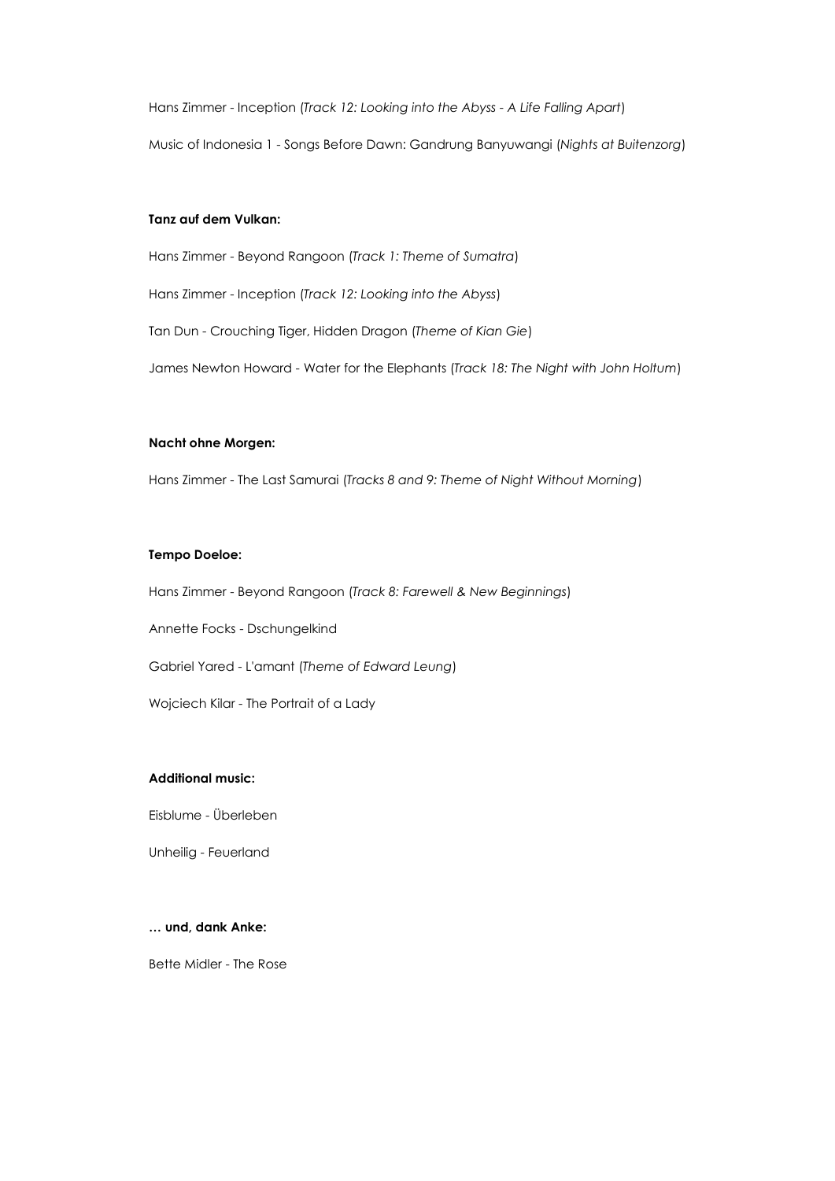Hans Zimmer - Inception (*Track 12: Looking into the Abyss - A Life Falling Apart*)

Music of Indonesia 1 - Songs Before Dawn: Gandrung Banyuwangi (*Nights at Buitenzorg*)

**Tanz auf dem Vulkan:**

Hans Zimmer - Beyond Rangoon (*Track 1: Theme of Sumatra*)

Hans Zimmer - Inception (*Track 12: Looking into the Abyss*)

Tan Dun - Crouching Tiger, Hidden Dragon (*Theme of Kian Gie*)

James Newton Howard - Water for the Elephants (*Track 18: The Night with John Holtum*)

**Nacht ohne Morgen:**

Hans Zimmer - The Last Samurai (*Tracks 8 and 9: Theme of Night Without Morning*)

**Tempo Doeloe:**

Hans Zimmer - Beyond Rangoon (*Track 8: Farewell & New Beginnings*)

Annette Focks - Dschungelkind

Gabriel Yared - L'amant (*Theme of Edward Leung*)

Wojciech Kilar - The Portrait of a Lady

**Additional music:**

Eisblume - Überleben

Unheilig - Feuerland

**… und, dank Anke:**

Bette Midler - The Rose